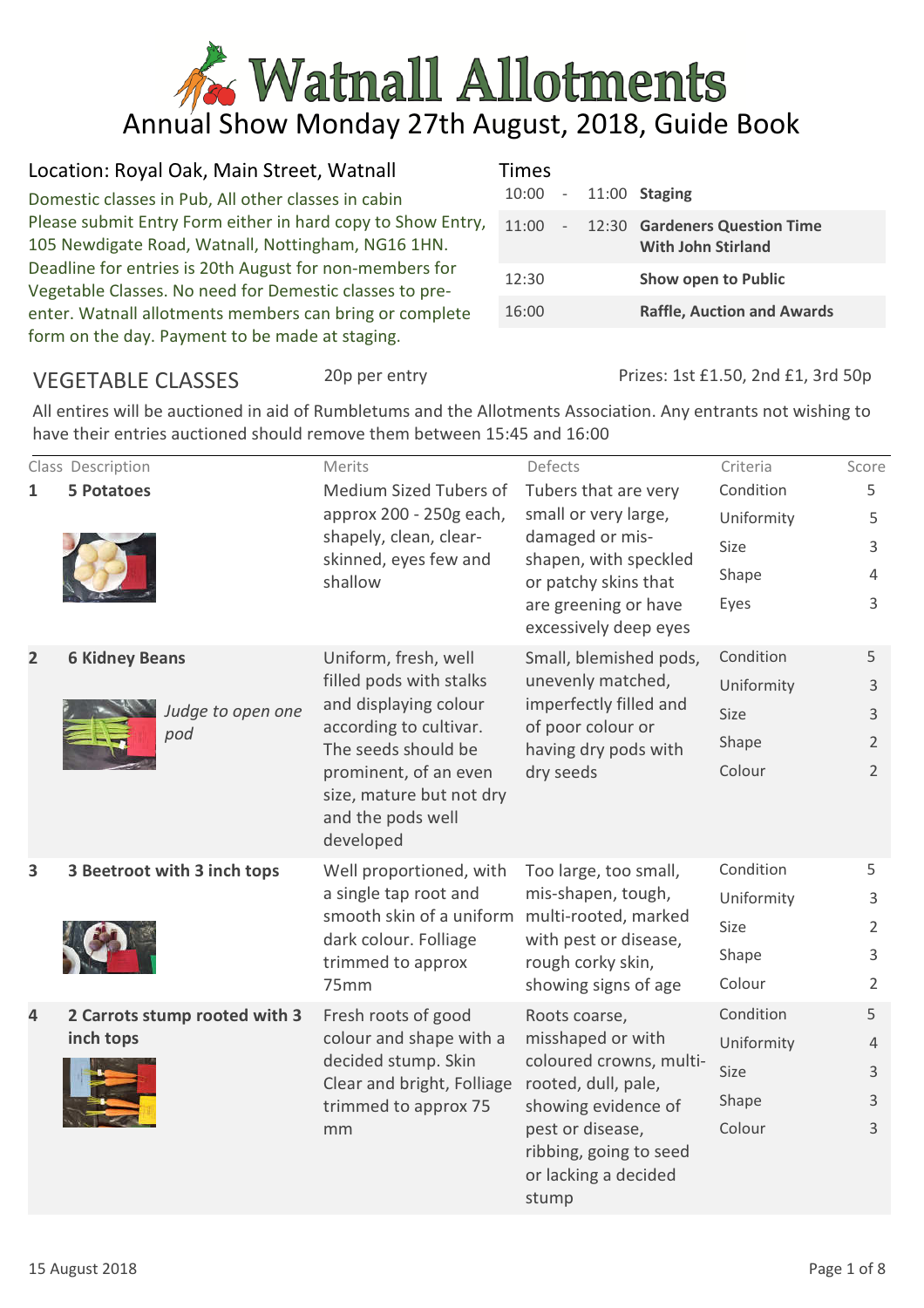# Watnall Allotments

## Annual Show Monday 27th August, 2018, Guide Book

### Location: Royal Oak, Main Street, Watnall

Domestic classes in Pub, All other classes in cabin
Please submit Entry Form either in hard copy to Show Entry, 105 Newdigate Road, Watnall, Nottingham, NG16 1HN. Deadline for entries is 20th August for non-members for Vegetable Classes. No need for Demestic classes to pre-enter. Watnall allotments members can bring or complete form on the day. Payment to be made at staging.

### Times

| | |
|---|---|
| 10:00 - 11:00 | **Staging** |
| 11:00 - 12:30 | **Gardeners Question Time With John Stirland** |
| 12:30 | **Show open to Public** |
| 16:00 | **Raffle, Auction and Awards** |

## VEGETABLE CLASSES

20p per entry

Prizes: 1st £1.50, 2nd £1, 3rd 50p

All entires will be auctioned in aid of Rumbletums and the Allotments Association. Any entrants not wishing to have their entries auctioned should remove them between 15:45 and 16:00

| Class | Description | Merits | Defects | Criteria | Score |
|---|---|---|---|---|---|
| 1 | **5 Potatoes** | Medium Sized Tubers of approx 200 - 250g each, shapely, clean, clear-skinned, eyes few and shallow | Tubers that are very small or very large, damaged or mis-shapen, with speckled or patchy skins that are greening or have excessively deep eyes | Condition<br>Uniformity<br>Size<br>Shape<br>Eyes | 5<br>5<br>3<br>4<br>3 |
| 2 | **6 Kidney Beans**<br>*Judge to open one pod* | Uniform, fresh, well filled pods with stalks and displaying colour according to cultivar. The seeds should be prominent, of an even size, mature but not dry and the pods well developed | Small, blemished pods, unevenly matched, imperfectly filled and of poor colour or having dry pods with dry seeds | Condition<br>Uniformity<br>Size<br>Shape<br>Colour | 5<br>3<br>3<br>2<br>2 |
| 3 | **3 Beetroot with 3 inch tops** | Well proportioned, with a single tap root and smooth skin of a uniform dark colour. Foliage trimmed to approx 75mm | Too large, too small, mis-shapen, tough, multi-rooted, marked with pest or disease, rough corky skin, showing signs of age | Condition<br>Uniformity<br>Size<br>Shape<br>Colour | 5<br>3<br>2<br>3<br>2 |
| 4 | **2 Carrots stump rooted with 3 inch tops** | Fresh roots of good colour and shape with a decided stump. Skin Clear and bright, Foliage trimmed to approx 75 mm | Roots coarse, misshaped or with coloured crowns, multi-rooted, dull, pale, showing evidence of pest or disease, ribbing, going to seed or lacking a decided stump | Condition<br>Uniformity<br>Size<br>Shape<br>Colour | 5<br>4<br>3<br>3<br>3 |

15 August 2018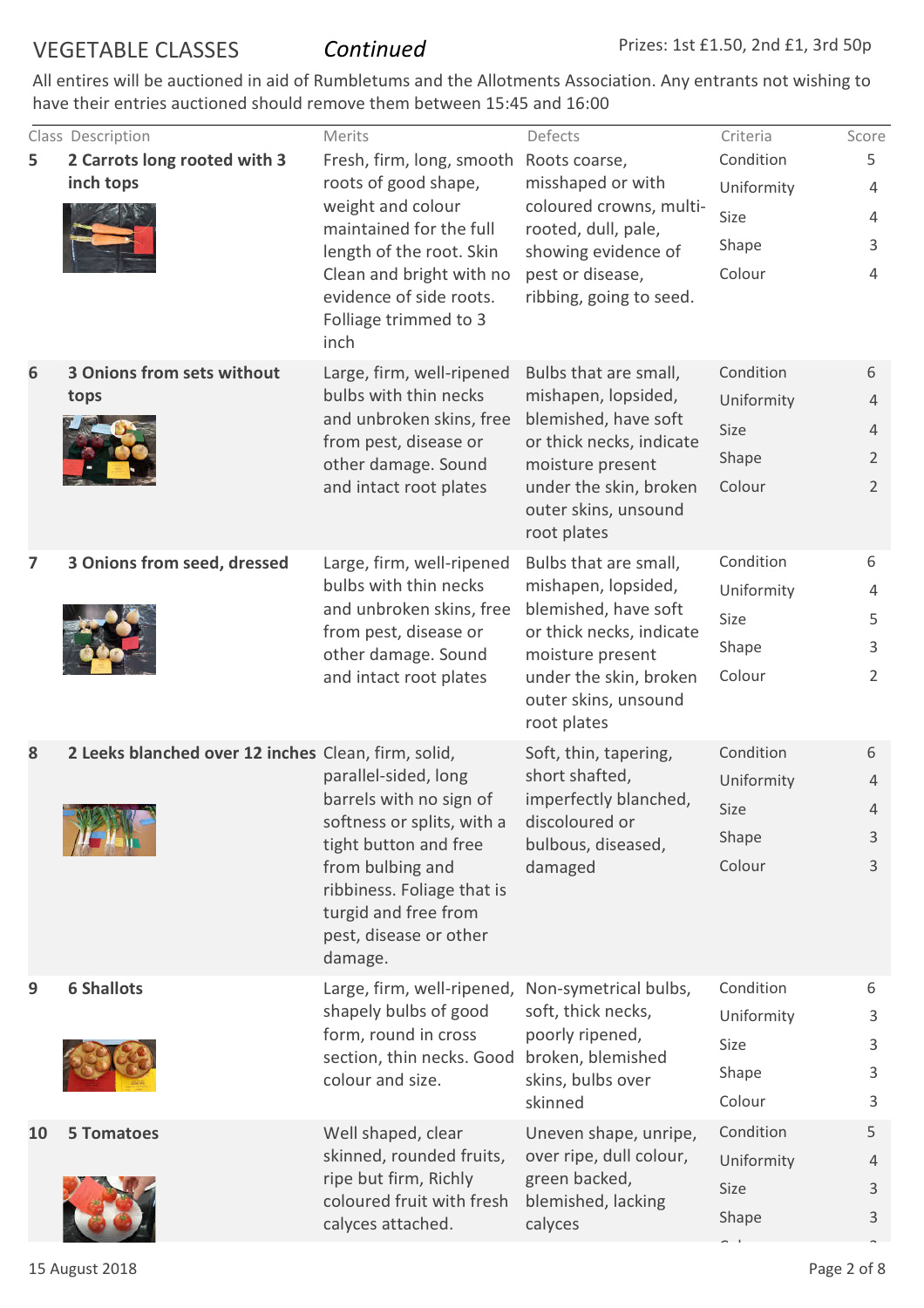VEGETABLE CLASSES *Continued* Prizes: 1st £1.50, 2nd £1, 3rd 50p

All entires will be auctioned in aid of Rumbletums and the Allotments Association. Any entrants not wishing to have their entries auctioned should remove them between 15:45 and 16:00

| Class | Description | Merits | Defects | Criteria | Score |
|---|---|---|---|---|---|
| 5 | **2 Carrots long rooted with 3 inch tops** | Fresh, firm, long, smooth roots of good shape, weight and colour maintained for the full length of the root. Skin Clean and bright with no evidence of side roots. Folliage trimmed to 3 inch | Roots coarse, misshaped or with coloured crowns, multi-rooted, dull, pale, showing evidence of pest or disease, ribbing, going to seed. | Condition<br>Uniformity<br>Size<br>Shape<br>Colour | 5<br>4<br>4<br>3<br>4 |
| 6 | **3 Onions from sets without tops** | Large, firm, well-ripened bulbs with thin necks and unbroken skins, free from pest, disease or other damage. Sound and intact root plates | Bulbs that are small, mishapen, lopsided, blemished, have soft or thick necks, indicate moisture present under the skin, broken outer skins, unsound root plates | Condition<br>Uniformity<br>Size<br>Shape<br>Colour | 6<br>4<br>4<br>2<br>2 |
| 7 | **3 Onions from seed, dressed** | Large, firm, well-ripened bulbs with thin necks and unbroken skins, free from pest, disease or other damage. Sound and intact root plates | Bulbs that are small, mishapen, lopsided, blemished, have soft or thick necks, indicate moisture present under the skin, broken outer skins, unsound root plates | Condition<br>Uniformity<br>Size<br>Shape<br>Colour | 6<br>4<br>5<br>3<br>2 |
| 8 | **2 Leeks blanched over 12 inches** | Clean, firm, solid, parallel-sided, long barrels with no sign of softness or splits, with a tight button and free from bulbing and ribbiness. Foliage that is turgid and free from pest, disease or other damage. | Soft, thin, tapering, short shafted, imperfectly blanched, discoloured or bulbous, diseased, damaged | Condition<br>Uniformity<br>Size<br>Shape<br>Colour | 6<br>4<br>4<br>3<br>3 |
| 9 | **6 Shallots** | Large, firm, well-ripened, shapely bulbs of good form, round in cross section, thin necks. Good colour and size. | Non-symetrical bulbs, soft, thick necks, poorly ripened, broken, blemished skins, bulbs over skinned | Condition<br>Uniformity<br>Size<br>Shape<br>Colour | 6<br>3<br>3<br>3<br>3 |
| 10 | **5 Tomatoes** | Well shaped, clear skinned, rounded fruits, ripe but firm, Richly coloured fruit with fresh calyces attached. | Uneven shape, unripe, over ripe, dull colour, green backed, blemished, lacking calyces | Condition<br>Uniformity<br>Size<br>Shape<br>Colour | 5<br>4<br>3<br>3<br>3 |

15 August 2018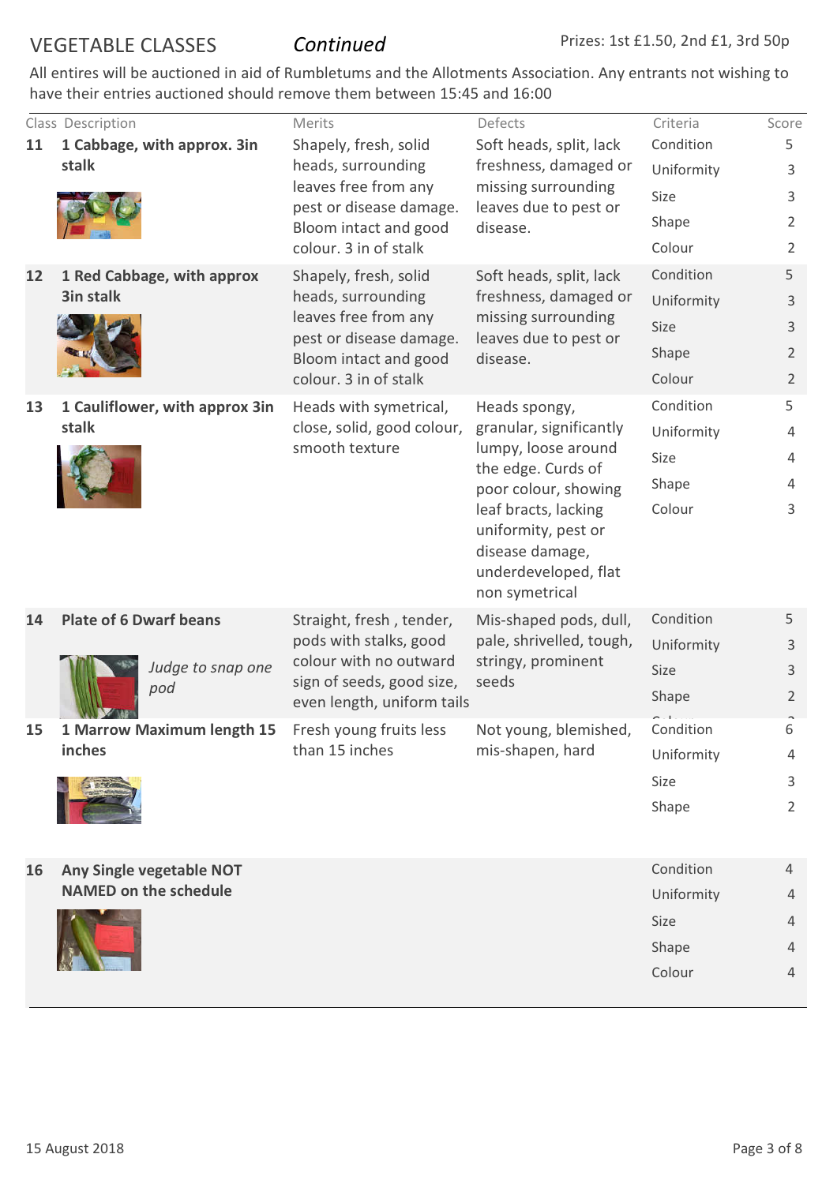VEGETABLE CLASSES *Continued*

Prizes: 1st £1.50, 2nd £1, 3rd 50p

All entires will be auctioned in aid of Rumbletums and the Allotments Association. Any entrants not wishing to have their entries auctioned should remove them between 15:45 and 16:00

| Class | Description | Merits | Defects | Criteria | Score |
|---|---|---|---|---|---|
| 11 | **1 Cabbage, with approx. 3in stalk** | Shapely, fresh, solid heads, surrounding leaves free from any pest or disease damage. Bloom intact and good colour. 3 in of stalk | Soft heads, split, lack freshness, damaged or missing surrounding leaves due to pest or disease. | Condition | 5 |
| | | | | Uniformity | 3 |
| | | | | Size | 3 |
| | | | | Shape | 2 |
| | | | | Colour | 2 |
| 12 | **1 Red Cabbage, with approx 3in stalk** | Shapely, fresh, solid heads, surrounding leaves free from any pest or disease damage. Bloom intact and good colour. 3 in of stalk | Soft heads, split, lack freshness, damaged or missing surrounding leaves due to pest or disease. | Condition | 5 |
| | | | | Uniformity | 3 |
| | | | | Size | 3 |
| | | | | Shape | 2 |
| | | | | Colour | 2 |
| 13 | **1 Cauliflower, with approx 3in stalk** | Heads with symetrical, close, solid, good colour, smooth texture | Heads spongy, granular, significantly lumpy, loose around the edge. Curds of poor colour, showing leaf bracts, lacking uniformity, pest or disease damage, underdeveloped, flat non symetrical | Condition | 5 |
| | | | | Uniformity | 4 |
| | | | | Size | 4 |
| | | | | Shape | 4 |
| | | | | Colour | 3 |
| 14 | **Plate of 6 Dwarf beans** *Judge to snap one pod* | Straight, fresh , tender, pods with stalks, good colour with no outward sign of seeds, good size, even length, uniform tails | Mis-shaped pods, dull, pale, shrivelled, tough, stringy, prominent seeds | Condition | 5 |
| | | | | Uniformity | 3 |
| | | | | Size | 3 |
| | | | | Shape | 2 |
| 15 | **1 Marrow Maximum length 15 inches** | Fresh young fruits less than 15 inches | Not young, blemished, mis-shapen, hard | Condition | 6 |
| | | | | Uniformity | 4 |
| | | | | Size | 3 |
| | | | | Shape | 2 |
| 16 | **Any Single vegetable NOT NAMED on the schedule** | | | Condition | 4 |
| | | | | Uniformity | 4 |
| | | | | Size | 4 |
| | | | | Shape | 4 |
| | | | | Colour | 4 |

15 August 2018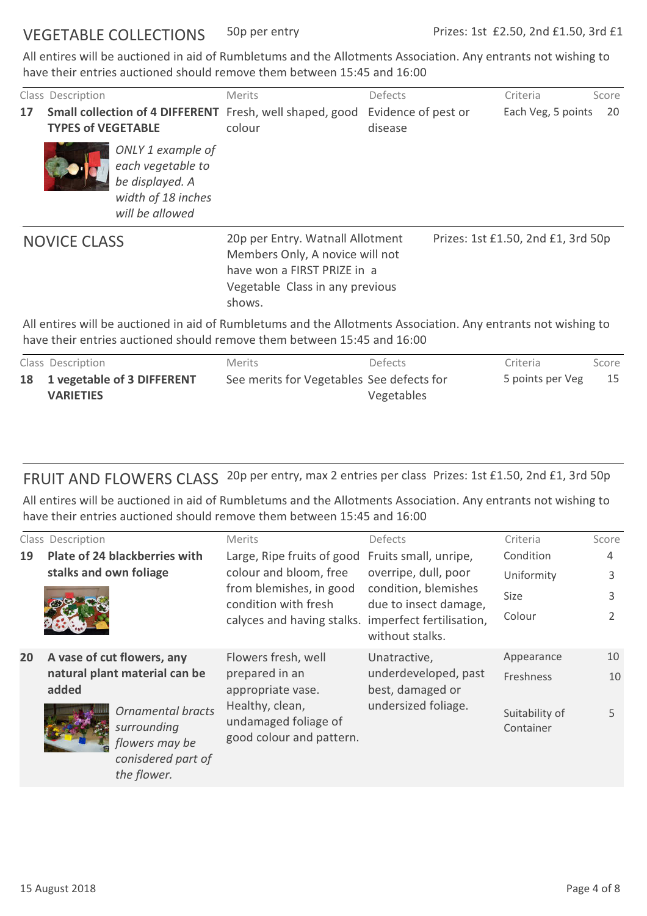## VEGETABLE COLLECTIONS

50p per entry

Prizes: 1st £2.50, 2nd £1.50, 3rd £1

All entires will be auctioned in aid of Rumbletums and the Allotments Association. Any entrants not wishing to have their entries auctioned should remove them between 15:45 and 16:00

| Class | Description | Merits | Defects | Criteria | Score |
|---|---|---|---|---|---|
| 17 | **Small collection of 4 DIFFERENT TYPES of VEGETABLE** *ONLY 1 example of each vegetable to be displayed. A width of 18 inches will be allowed* | Fresh, well shaped, good colour | Evidence of pest or disease | Each Veg, 5 points | 20 |

## NOVICE CLASS

20p per Entry. Watnall Allotment Members Only, A novice will not have won a FIRST PRIZE in a Vegetable Class in any previous shows.

Prizes: 1st £1.50, 2nd £1, 3rd 50p

All entires will be auctioned in aid of Rumbletums and the Allotments Association. Any entrants not wishing to have their entries auctioned should remove them between 15:45 and 16:00

| Class | Description | Merits | Defects | Criteria | Score |
|---|---|---|---|---|---|
| 18 | **1 vegetable of 3 DIFFERENT VARIETIES** | See merits for Vegetables | See defects for Vegetables | 5 points per Veg | 15 |

## FRUIT AND FLOWERS CLASS

20p per entry, max 2 entries per class Prizes: 1st £1.50, 2nd £1, 3rd 50p

All entires will be auctioned in aid of Rumbletums and the Allotments Association. Any entrants not wishing to have their entries auctioned should remove them between 15:45 and 16:00

| Class | Description | Merits | Defects | Criteria | Score |
|---|---|---|---|---|---|
| 19 | **Plate of 24 blackberries with stalks and own foliage** | Large, Ripe fruits of good colour and bloom, free from blemishes, in good condition with fresh calyces and having stalks. | Fruits small, unripe, overripe, dull, poor condition, blemishes due to insect damage, imperfect fertilisation, without stalks. | Condition | 4 |
| | | | | Uniformity | 3 |
| | | | | Size | 3 |
| | | | | Colour | 2 |
| 20 | **A vase of cut flowers, any natural plant material can be added** *Ornamental bracts surrounding flowers may be conisdered part of the flower.* | Flowers fresh, well prepared in an appropriate vase. Healthy, clean, undamaged foliage of good colour and pattern. | Unatractive, underdeveloped, past best, damaged or undersized foliage. | Appearance | 10 |
| | | | | Freshness | 10 |
| | | | | Suitability of Container | 5 |

15 August 2018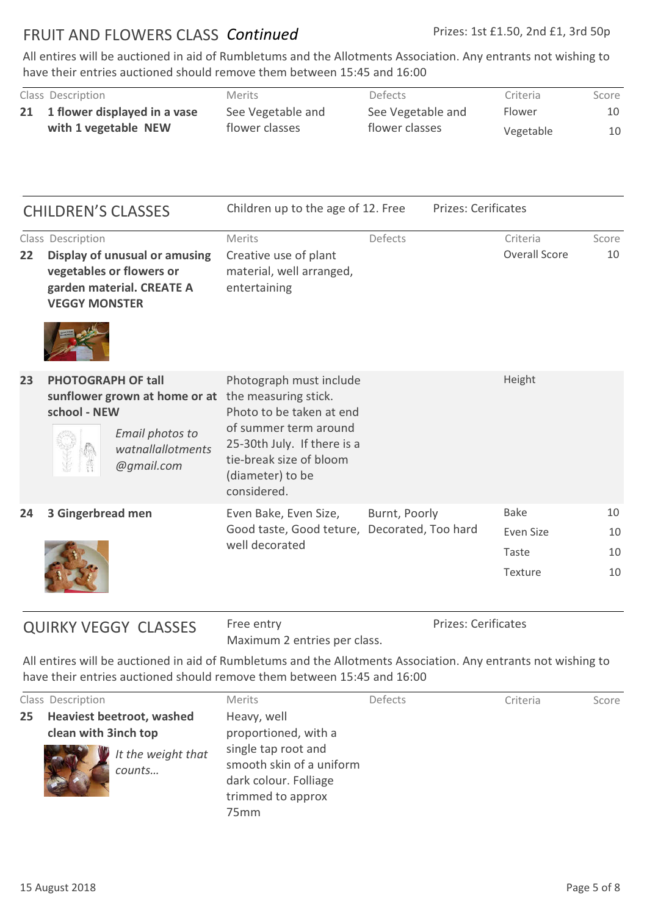## FRUIT AND FLOWERS CLASS *Continued*

Prizes: 1st £1.50, 2nd £1, 3rd 50p

All entires will be auctioned in aid of Rumbletums and the Allotments Association. Any entrants not wishing to have their entries auctioned should remove them between 15:45 and 16:00

| Class | Description | Merits | Defects | Criteria | Score |
|---|---|---|---|---|---|
| 21 | **1 flower displayed in a vase with 1 vegetable NEW** | See Vegetable and flower classes | See Vegetable and flower classes | Flower<br>Vegetable | 10<br>10 |

## CHILDREN'S CLASSES

Children up to the age of 12. Free

Prizes: Cerificates

| Class | Description | Merits | Defects | Criteria | Score |
|---|---|---|---|---|---|
| 22 | **Display of unusual or amusing vegetables or flowers or garden material. CREATE A VEGGY MONSTER** | Creative use of plant material, well arranged, entertaining | | Overall Score | 10 |
| 23 | **PHOTOGRAPH OF tall sunflower grown at home or at school - NEW**<br>*Email photos to watnallallotments@gmail.com* | Photograph must include the measuring stick. Photo to be taken at end of summer term around 25-30th July. If there is a tie-break size of bloom (diameter) to be considered. | | Height | |
| 24 | **3 Gingerbread men** | Even Bake, Even Size, Good taste, Good teture, well decorated | Burnt, Poorly Decorated, Too hard | Bake<br>Even Size<br>Taste<br>Texture | 10<br>10<br>10<br>10 |

## QUIRKY VEGGY CLASSES

Free entry
Maximum 2 entries per class.

Prizes: Cerificates

All entires will be auctioned in aid of Rumbletums and the Allotments Association. Any entrants not wishing to have their entries auctioned should remove them between 15:45 and 16:00

| Class | Description | Merits | Defects | Criteria | Score |
|---|---|---|---|---|---|
| 25 | **Heaviest beetroot, washed clean with 3inch top**<br>*It the weight that counts…* | Heavy, well proportioned, with a single tap root and smooth skin of a uniform dark colour. Folliage trimmed to approx 75mm | | | |

15 August 2018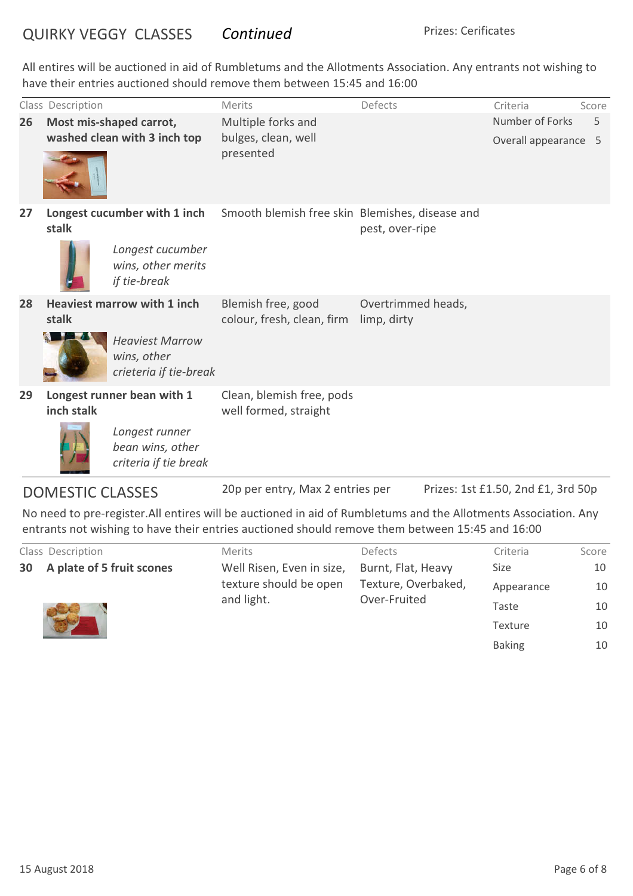## QUIRKY VEGGY CLASSES *Continued*

Prizes: Cerificates

All entires will be auctioned in aid of Rumbletums and the Allotments Association. Any entrants not wishing to have their entries auctioned should remove them between 15:45 and 16:00

| Class | Description | Merits | Defects | Criteria | Score |
|---|---|---|---|---|---|
| 26 | **Most mis-shaped carrot, washed clean with 3 inch top** | Multiple forks and bulges, clean, well presented | | Number of Forks | 5 |
| | | | | Overall appearance | 5 |
| 27 | **Longest cucumber with 1 inch stalk** *Longest cucumber wins, other merits if tie-break* | Smooth blemish free skin | Blemishes, disease and pest, over-ripe | | |
| 28 | **Heaviest marrow with 1 inch stalk** *Heaviest Marrow wins, other crieteria if tie-break* | Blemish free, good colour, fresh, clean, firm | Overtrimmed heads, limp, dirty | | |
| 29 | **Longest runner bean with 1 inch stalk** *Longest runner bean wins, other criteria if tie break* | Clean, blemish free, pods well formed, straight | | | |

## DOMESTIC CLASSES

20p per entry, Max 2 entries per

Prizes: 1st £1.50, 2nd £1, 3rd 50p

No need to pre-register.All entires will be auctioned in aid of Rumbletums and the Allotments Association. Any entrants not wishing to have their entries auctioned should remove them between 15:45 and 16:00

| Class | Description | Merits | Defects | Criteria | Score |
|---|---|---|---|---|---|
| 30 | **A plate of 5 fruit scones** | Well Risen, Even in size, texture should be open and light. | Burnt, Flat, Heavy Texture, Overbaked, Over-Fruited | Size | 10 |
| | | | | Appearance | 10 |
| | | | | Taste | 10 |
| | | | | Texture | 10 |
| | | | | Baking | 10 |

15 August 2018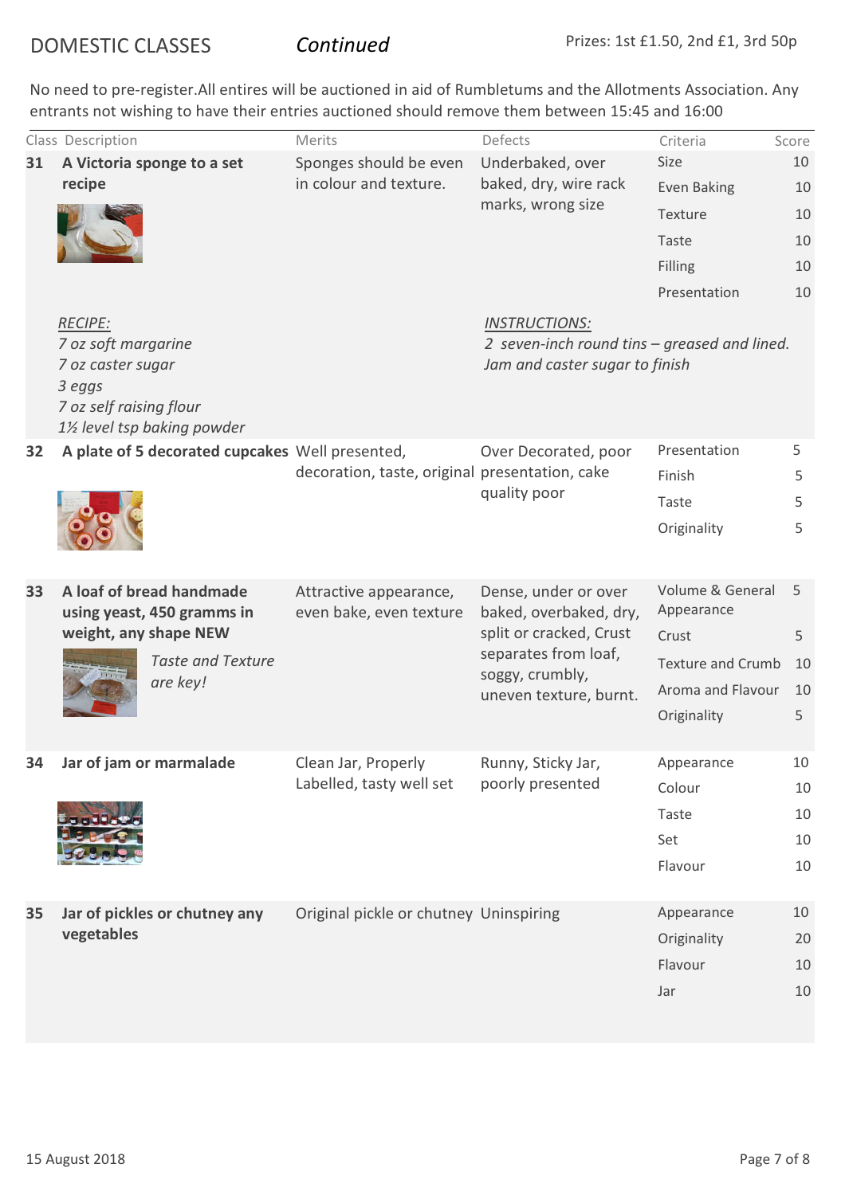## DOMESTIC CLASSES *Continued*

Prizes: 1st £1.50, 2nd £1, 3rd 50p

No need to pre-register.All entires will be auctioned in aid of Rumbletums and the Allotments Association. Any entrants not wishing to have their entries auctioned should remove them between 15:45 and 16:00

| Class | Description | Merits | Defects | Criteria | Score |
|---|---|---|---|---|---|
| **31** | **A Victoria sponge to a set recipe** | Sponges should be even in colour and texture. | Underbaked, over baked, dry, wire rack marks, wrong size | Size | 10 |
| | | | | Even Baking | 10 |
| | | | | Texture | 10 |
| | | | | Taste | 10 |
| | | | | Filling | 10 |
| | | | | Presentation | 10 |
| | *RECIPE:* *7 oz soft margarine* *7 oz caster sugar* *3 eggs* *7 oz self raising flour* *1½ level tsp baking powder* | | *INSTRUCTIONS:* *2 seven-inch round tins – greased and lined. Jam and caster sugar to finish* | | |
| **32** | **A plate of 5 decorated cupcakes** | Well presented, decoration, taste, original | Over Decorated, poor presentation, cake quality poor | Presentation | 5 |
| | | | | Finish | 5 |
| | | | | Taste | 5 |
| | | | | Originality | 5 |
| **33** | **A loaf of bread handmade using yeast, 450 gramms in weight, any shape NEW** *Taste and Texture are key!* | Attractive appearance, even bake, even texture | Dense, under or over baked, overbaked, dry, split or cracked, Crust separates from loaf, soggy, crumbly, uneven texture, burnt. | Volume & General Appearance | 5 |
| | | | | Crust | 5 |
| | | | | Texture and Crumb | 10 |
| | | | | Aroma and Flavour | 10 |
| | | | | Originality | 5 |
| **34** | **Jar of jam or marmalade** | Clean Jar, Properly Labelled, tasty well set | Runny, Sticky Jar, poorly presented | Appearance | 10 |
| | | | | Colour | 10 |
| | | | | Taste | 10 |
| | | | | Set | 10 |
| | | | | Flavour | 10 |
| **35** | **Jar of pickles or chutney any vegetables** | Original pickle or chutney | Uninspiring | Appearance | 10 |
| | | | | Originality | 20 |
| | | | | Flavour | 10 |
| | | | | Jar | 10 |

15 August 2018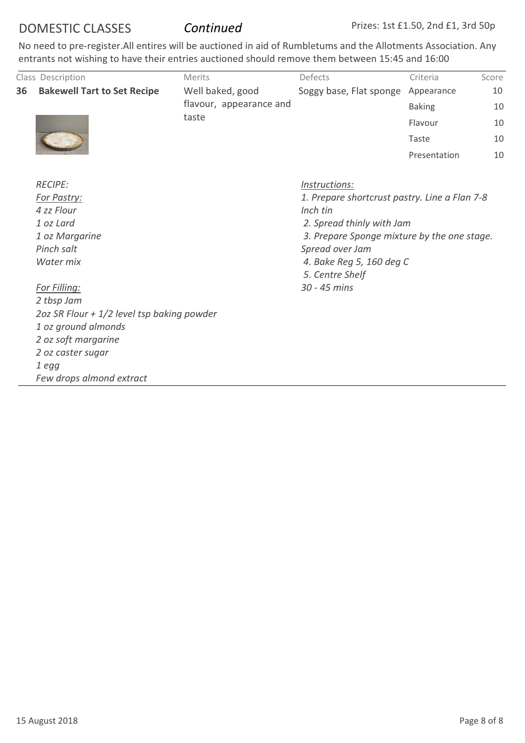## DOMESTIC CLASSES *Continued*

Prizes: 1st £1.50, 2nd £1, 3rd 50p

No need to pre-register.All entires will be auctioned in aid of Rumbletums and the Allotments Association. Any entrants not wishing to have their entries auctioned should remove them between 15:45 and 16:00

| Class | Description | Merits | Defects | Criteria | Score |
|---|---|---|---|---|---|
| **36** | **Bakewell Tart to Set Recipe** | Well baked, good flavour, appearance and taste | Soggy base, Flat sponge | Appearance | 10 |
| | | | | Baking | 10 |
| | | | | Flavour | 10 |
| | | | | Taste | 10 |
| | | | | Presentation | 10 |

*RECIPE:*

*For Pastry:*

*4 zz Flour*
*1 oz Lard*
*1 oz Margarine*
*Pinch salt*
*Water mix*

*For Filling:*

*2 tbsp Jam*
*2oz SR Flour + 1/2 level tsp baking powder*
*1 oz ground almonds*
*2 oz soft margarine*
*2 oz caster sugar*
*1 egg*
*Few drops almond extract*

*Instructions:*

*1. Prepare shortcrust pastry. Line a Flan 7-8 Inch tin*
*2. Spread thinly with Jam*
*3. Prepare Sponge mixture by the one stage. Spread over Jam*
*4. Bake Reg 5, 160 deg C*
*5. Centre Shelf*
*30 - 45 mins*

15 August 2018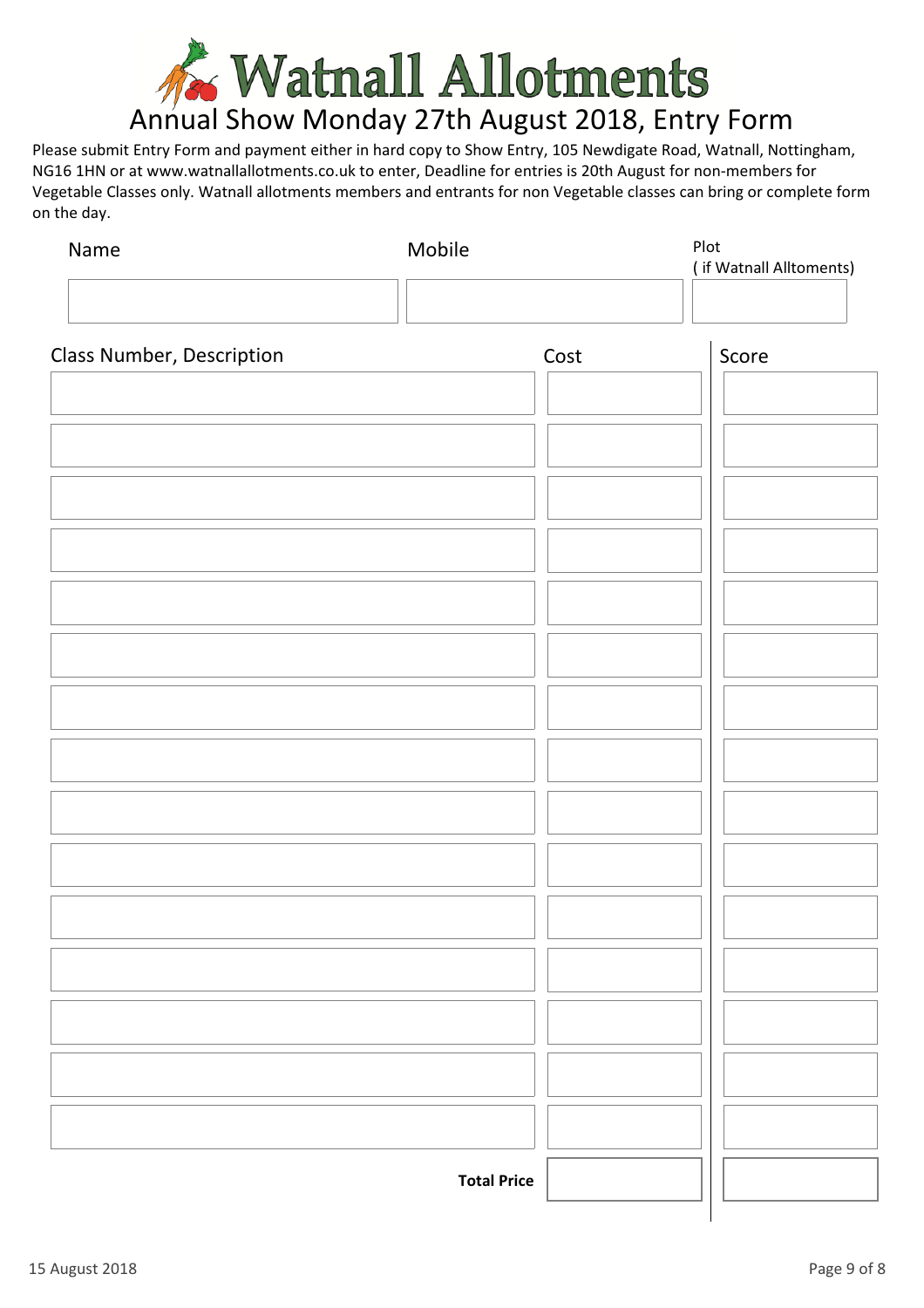# Watnall Allotments

## Annual Show Monday 27th August 2018, Entry Form

Please submit Entry Form and payment either in hard copy to Show Entry, 105 Newdigate Road, Watnall, Nottingham, NG16 1HN or at www.watnallallotments.co.uk to enter, Deadline for entries is 20th August for non-members for Vegetable Classes only. Watnall allotments members and entrants for non Vegetable classes can bring or complete form on the day.

| Name | Mobile | Plot ( if Watnall Alltoments) |
|---|---|---|
| | | |

| Class Number, Description | Cost | Score |
|---|---|---|
| | | |
| | | |
| | | |
| | | |
| | | |
| | | |
| | | |
| | | |
| | | |
| | | |
| | | |
| | | |
| | | |
| | | |
| | | |
| **Total Price** | | |

15 August 2018